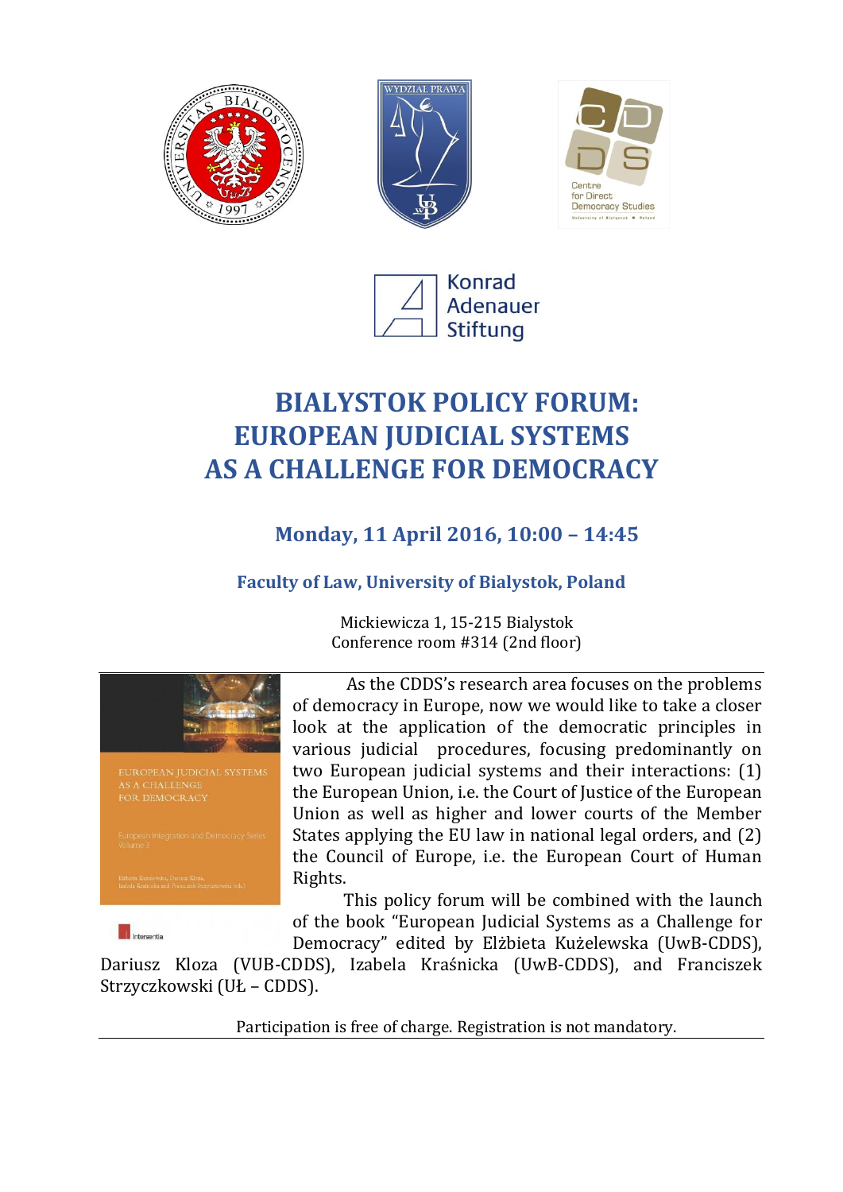# BIALYSTOK POLICY FORUM: EUROPEAN JUDICIAL SYSTEMS AS A CHALLENGE FOR DEMOCRACY

## Monday, 11 April 2016, 10:00 – 14:45

### Faculty of Law, University of Bialystok, Poland

Mickiewicza 1, 15-215 Bialystok
Conference room #314 (2nd floor)

---

As the CDDS's research area focuses on the problems of democracy in Europe, now we would like to take a closer look at the application of the democratic principles in various judicial procedures, focusing predominantly on two European judicial systems and their interactions: (1) the European Union, i.e. the Court of Justice of the European Union as well as higher and lower courts of the Member States applying the EU law in national legal orders, and (2) the Council of Europe, i.e. the European Court of Human Rights.

This policy forum will be combined with the launch of the book "European Judicial Systems as a Challenge for Democracy" edited by Elżbieta Kużelewska (UwB-CDDS), Dariusz Kloza (VUB-CDDS), Izabela Kraśnicka (UwB-CDDS), and Franciszek Strzyczkowski (UŁ – CDDS).

Participation is free of charge. Registration is not mandatory.

---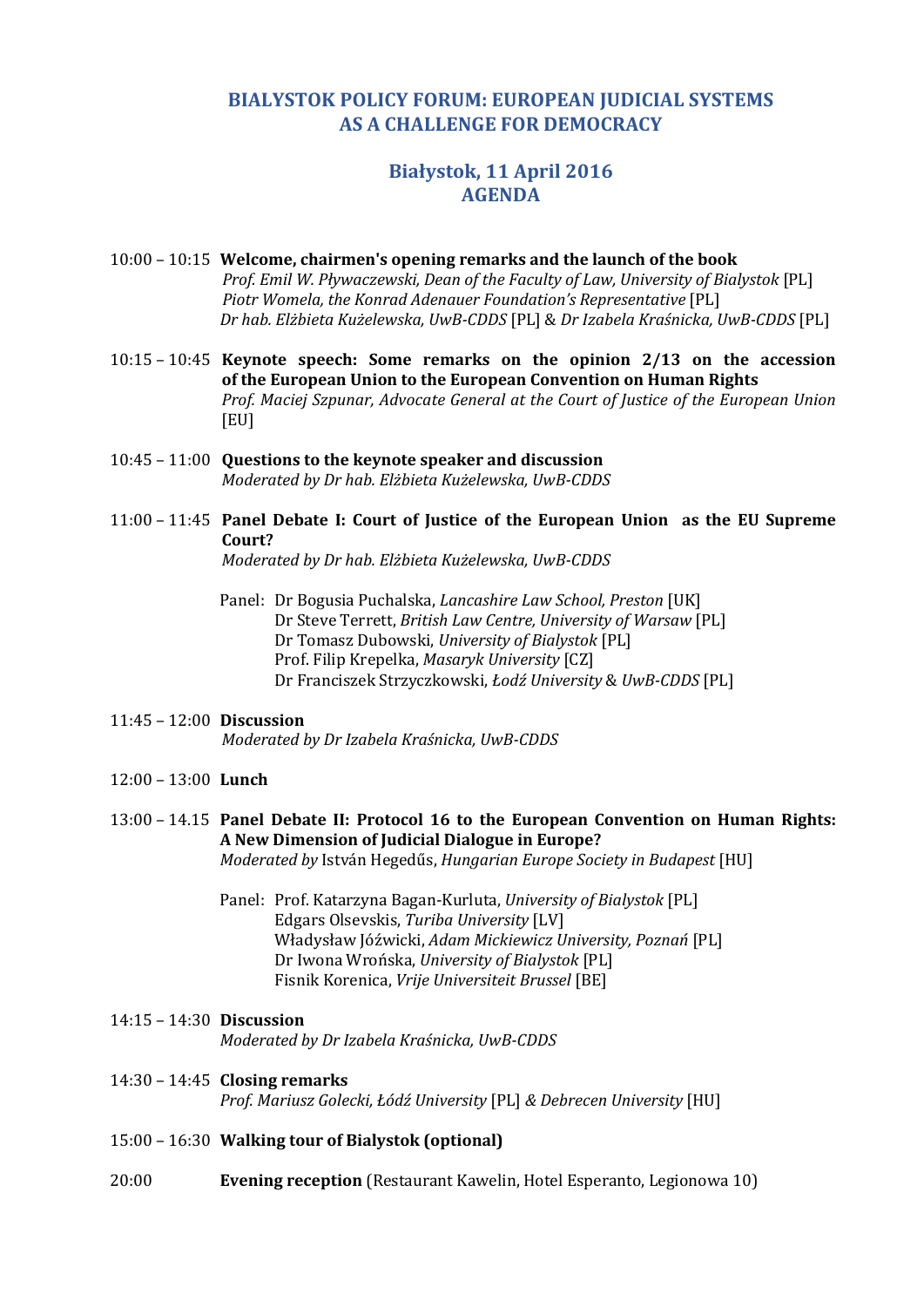# BIALYSTOK POLICY FORUM: EUROPEAN JUDICIAL SYSTEMS AS A CHALLENGE FOR DEMOCRACY

## Białystok, 11 April 2016
## AGENDA

10:00 – 10:15 **Welcome, chairmen's opening remarks and the launch of the book**
*Prof. Emil W. Pływaczewski, Dean of the Faculty of Law, University of Bialystok* [PL]
*Piotr Womela, the Konrad Adenauer Foundation's Representative* [PL]
*Dr hab. Elżbieta Kużelewska, UwB-CDDS* [PL] & *Dr Izabela Kraśnicka, UwB-CDDS* [PL]

10:15 – 10:45 **Keynote speech: Some remarks on the opinion 2/13 on the accession of the European Union to the European Convention on Human Rights**
*Prof. Maciej Szpunar, Advocate General at the Court of Justice of the European Union* [EU]

10:45 – 11:00 **Questions to the keynote speaker and discussion**
*Moderated by Dr hab. Elżbieta Kużelewska, UwB-CDDS*

11:00 – 11:45 **Panel Debate I: Court of Justice of the European Union as the EU Supreme Court?**
*Moderated by Dr hab. Elżbieta Kużelewska, UwB-CDDS*

Panel:
- Dr Bogusia Puchalska, *Lancashire Law School, Preston* [UK]
- Dr Steve Terrett, *British Law Centre, University of Warsaw* [PL]
- Dr Tomasz Dubowski, *University of Bialystok* [PL]
- Prof. Filip Krepelka, *Masaryk University* [CZ]
- Dr Franciszek Strzyczkowski, *Łodź University* & *UwB-CDDS* [PL]

11:45 – 12:00 **Discussion**
*Moderated by Dr Izabela Kraśnicka, UwB-CDDS*

12:00 – 13:00 **Lunch**

13:00 – 14.15 **Panel Debate II: Protocol 16 to the European Convention on Human Rights: A New Dimension of Judicial Dialogue in Europe?**
*Moderated by* István Hegedűs, *Hungarian Europe Society in Budapest* [HU]

Panel:
- Prof. Katarzyna Bagan-Kurluta, *University of Bialystok* [PL]
- Edgars Olsevskis, *Turiba University* [LV]
- Władysław Jóźwicki, *Adam Mickiewicz University, Poznań* [PL]
- Dr Iwona Wrońska, *University of Bialystok* [PL]
- Fisnik Korenica, *Vrije Universiteit Brussel* [BE]

14:15 – 14:30 **Discussion**
*Moderated by Dr Izabela Kraśnicka, UwB-CDDS*

14:30 – 14:45 **Closing remarks**
*Prof. Mariusz Golecki, Łódź University* [PL] *& Debrecen University* [HU]

15:00 – 16:30 **Walking tour of Bialystok (optional)**

20:00 **Evening reception** (Restaurant Kawelin, Hotel Esperanto, Legionowa 10)